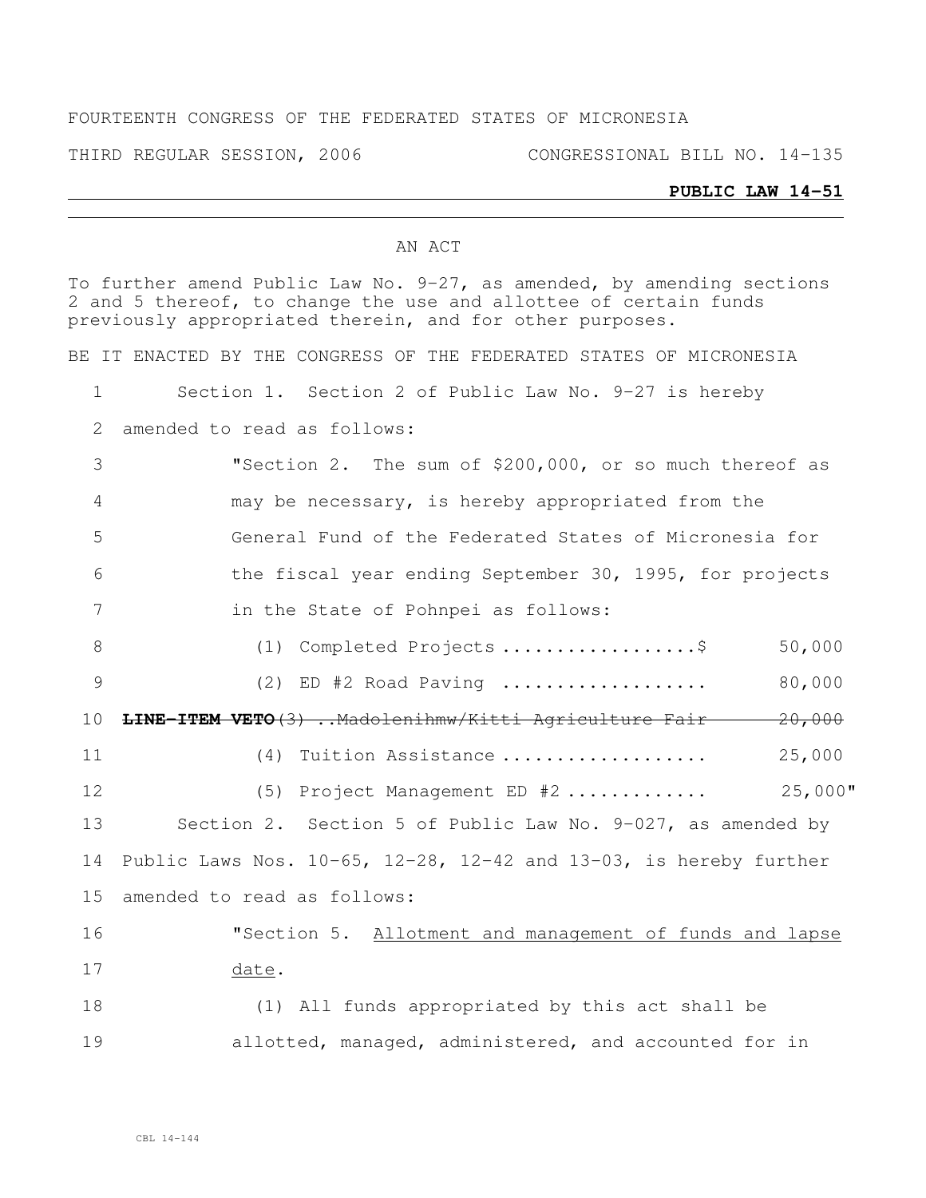FOURTEENTH CONGRESS OF THE FEDERATED STATES OF MICRONESIA

THIRD REGULAR SESSION, 2006 CONGRESSIONAL BILL NO. 14-135

**PUBLIC LAW 14-51**

AN ACT

To further amend Public Law No. 9-27, as amended, by amending sections 2 and 5 thereof, to change the use and allottee of certain funds previously appropriated therein, and for other purposes.

BE IT ENACTED BY THE CONGRESS OF THE FEDERATED STATES OF MICRONESIA

Section 1. Section 2 of Public Law No. 9-27 is hereby amended to read as follows:

"Section 2. The sum of $200,000, or so much thereof as may be necessary, is hereby appropriated from the General Fund of the Federated States of Micronesia for the fiscal year ending September 30, 1995, for projects in the State of Pohnpei as follows:

(1) Completed Projects ..................$ 50,000

(2) ED #2 Road Paving .................. 80,000

**LINE-ITEM VETO** ~~(3) ..Madolenihmw/Kitti Agriculture Fair 20,000~~

(4) Tuition Assistance .................. 25,000

(5) Project Management ED #2 ............ 25,000"

Section 2. Section 5 of Public Law No. 9-027, as amended by Public Laws Nos. 10-65, 12-28, 12-42 and 13-03, is hereby further amended to read as follows:

"Section 5. Allotment and management of funds and lapse date.

(1) All funds appropriated by this act shall be allotted, managed, administered, and accounted for in

CBL 14-144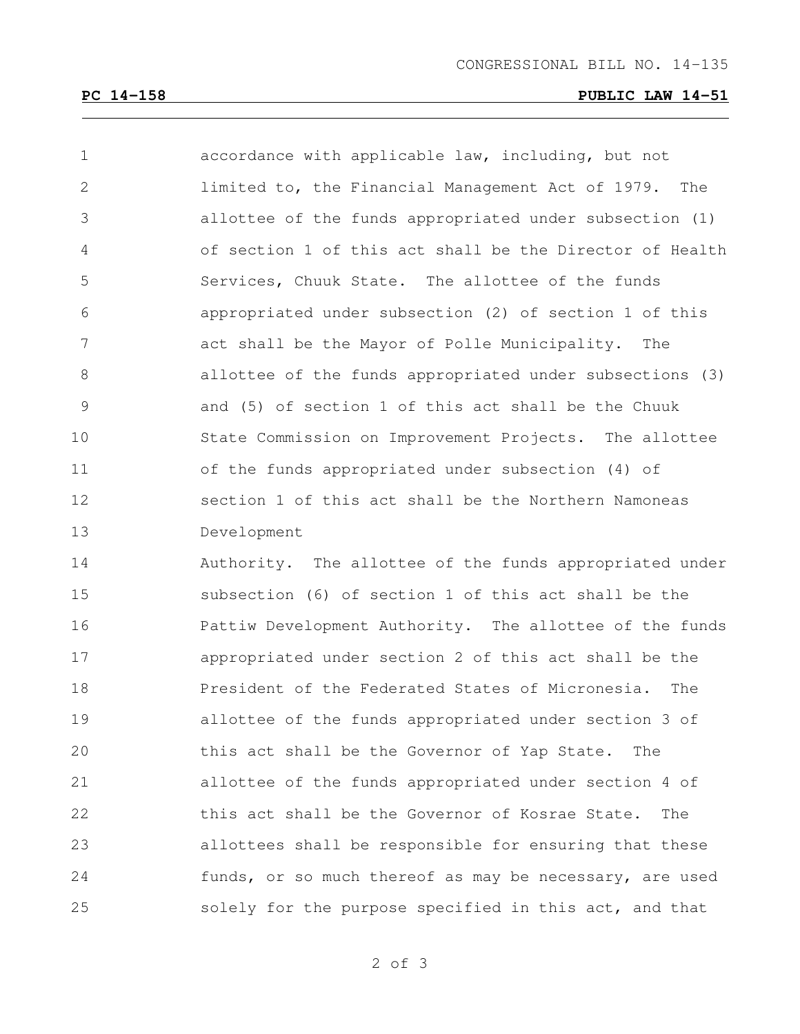accordance with applicable law, including, but not limited to, the Financial Management Act of 1979. The allottee of the funds appropriated under subsection (1) of section 1 of this act shall be the Director of Health Services, Chuuk State. The allottee of the funds appropriated under subsection (2) of section 1 of this act shall be the Mayor of Polle Municipality. The allottee of the funds appropriated under subsections (3) and (5) of section 1 of this act shall be the Chuuk State Commission on Improvement Projects. The allottee of the funds appropriated under subsection (4) of section 1 of this act shall be the Northern Namoneas Development Authority. The allottee of the funds appropriated under subsection (6) of section 1 of this act shall be the Pattiw Development Authority. The allottee of the funds appropriated under section 2 of this act shall be the President of the Federated States of Micronesia. The allottee of the funds appropriated under section 3 of this act shall be the Governor of Yap State. The allottee of the funds appropriated under section 4 of this act shall be the Governor of Kosrae State. The allottees shall be responsible for ensuring that these funds, or so much thereof as may be necessary, are used solely for the purpose specified in this act, and that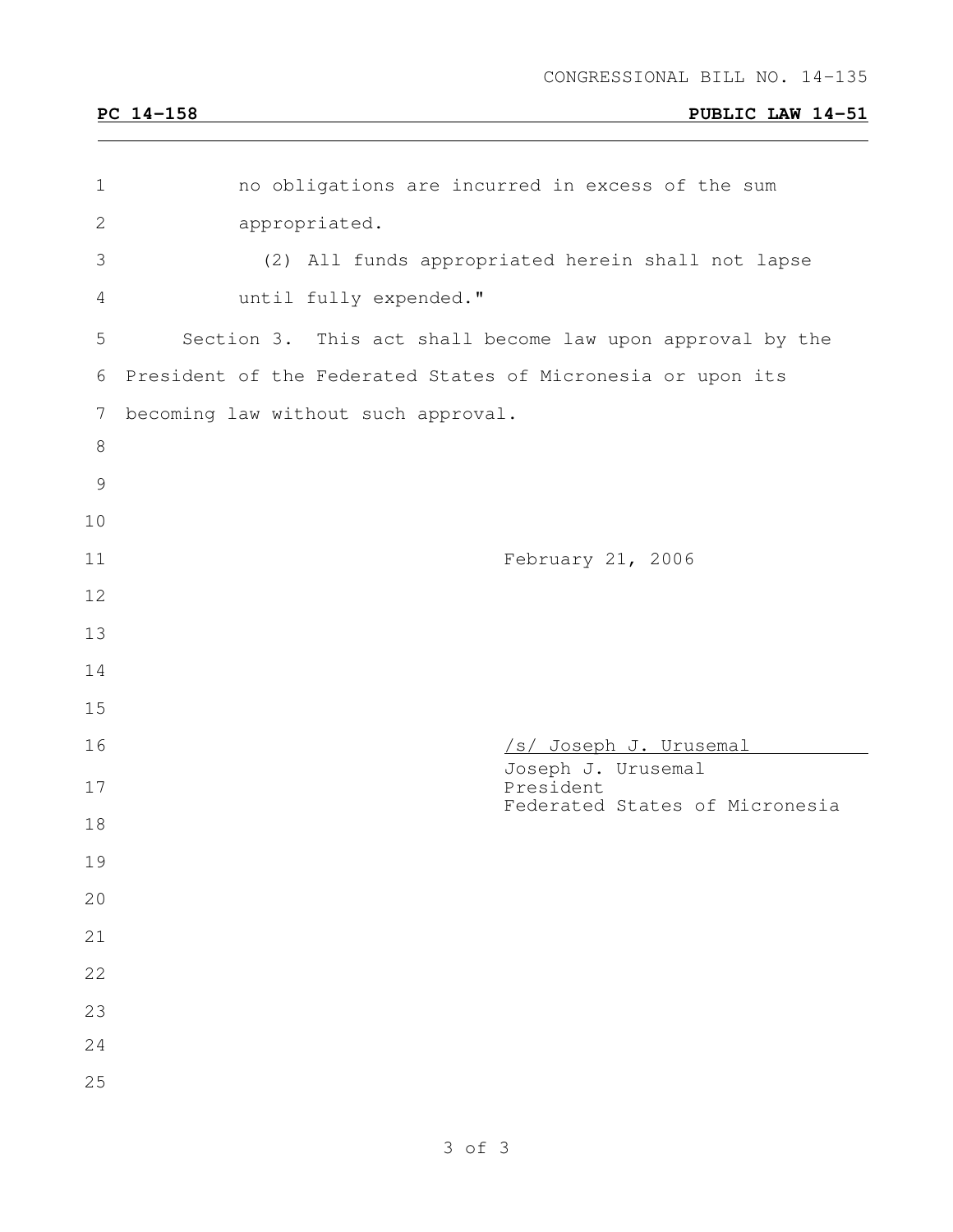no obligations are incurred in excess of the sum appropriated.

(2) All funds appropriated herein shall not lapse until fully expended."

Section 3. This act shall become law upon approval by the President of the Federated States of Micronesia or upon its becoming law without such approval.

February 21, 2006

/s/ Joseph J. Urusemal

Joseph J. Urusemal
President
Federated States of Micronesia